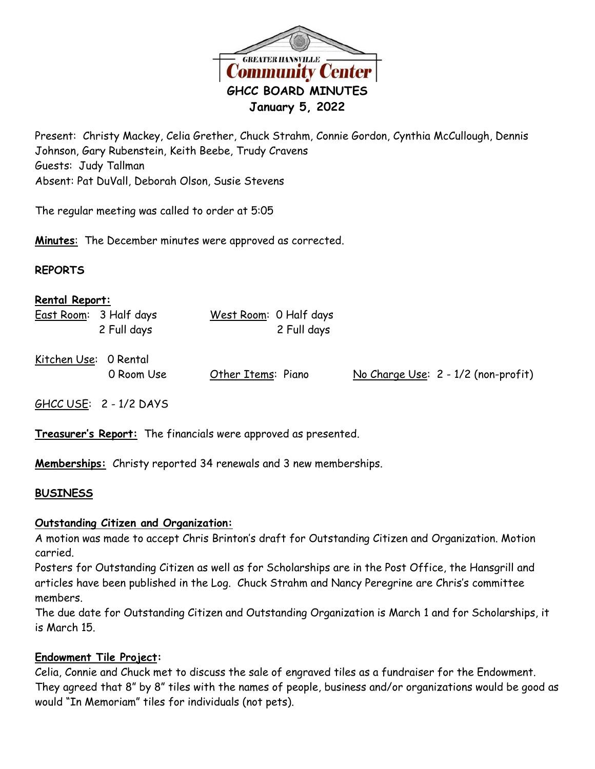GREATER HANSVILLE
**Community Center**

# GHCC BOARD MINUTES
## January 5, 2022

Present: Christy Mackey, Celia Grether, Chuck Strahm, Connie Gordon, Cynthia McCullough, Dennis Johnson, Gary Rubenstein, Keith Beebe, Trudy Cravens
Guests: Judy Tallman
Absent: Pat DuVall, Deborah Olson, Susie Stevens

The regular meeting was called to order at 5:05

**Minutes**: The December minutes were approved as corrected.

**REPORTS**

**Rental Report:**

East Room: 3 Half days
2 Full days

West Room: 0 Half days
2 Full days

Kitchen Use: 0 Rental
0 Room Use

Other Items: Piano

No Charge Use: 2 - 1/2 (non-profit)

GHCC USE: 2 - 1/2 DAYS

**Treasurer's Report:** The financials were approved as presented.

**Memberships:** Christy reported 34 renewals and 3 new memberships.

**BUSINESS**

**Outstanding Citizen and Organization:**
A motion was made to accept Chris Brinton's draft for Outstanding Citizen and Organization. Motion carried.
Posters for Outstanding Citizen as well as for Scholarships are in the Post Office, the Hansgrill and articles have been published in the Log. Chuck Strahm and Nancy Peregrine are Chris's committee members.
The due date for Outstanding Citizen and Outstanding Organization is March 1 and for Scholarships, it is March 15.

**Endowment Tile Project:**
Celia, Connie and Chuck met to discuss the sale of engraved tiles as a fundraiser for the Endowment. They agreed that 8" by 8" tiles with the names of people, business and/or organizations would be good as would "In Memoriam" tiles for individuals (not pets).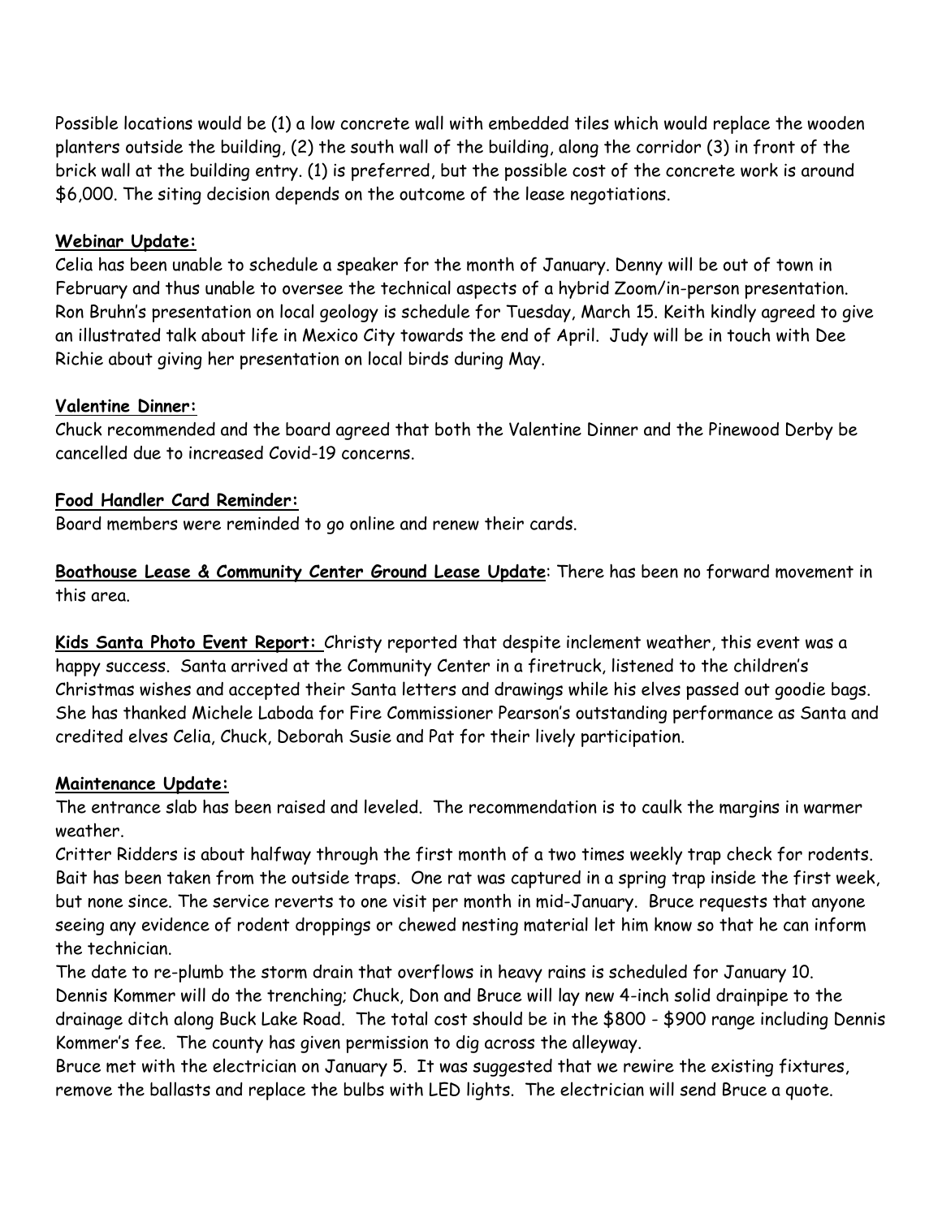Possible locations would be (1) a low concrete wall with embedded tiles which would replace the wooden planters outside the building, (2) the south wall of the building, along the corridor (3) in front of the brick wall at the building entry. (1) is preferred, but the possible cost of the concrete work is around $6,000. The siting decision depends on the outcome of the lease negotiations.

**Webinar Update:**

Celia has been unable to schedule a speaker for the month of January. Denny will be out of town in February and thus unable to oversee the technical aspects of a hybrid Zoom/in-person presentation. Ron Bruhn's presentation on local geology is schedule for Tuesday, March 15. Keith kindly agreed to give an illustrated talk about life in Mexico City towards the end of April. Judy will be in touch with Dee Richie about giving her presentation on local birds during May.

**Valentine Dinner:**

Chuck recommended and the board agreed that both the Valentine Dinner and the Pinewood Derby be cancelled due to increased Covid-19 concerns.

**Food Handler Card Reminder:**

Board members were reminded to go online and renew their cards.

**Boathouse Lease & Community Center Ground Lease Update**: There has been no forward movement in this area.

**Kids Santa Photo Event Report:** Christy reported that despite inclement weather, this event was a happy success. Santa arrived at the Community Center in a firetruck, listened to the children's Christmas wishes and accepted their Santa letters and drawings while his elves passed out goodie bags. She has thanked Michele Laboda for Fire Commissioner Pearson's outstanding performance as Santa and credited elves Celia, Chuck, Deborah Susie and Pat for their lively participation.

**Maintenance Update:**

The entrance slab has been raised and leveled. The recommendation is to caulk the margins in warmer weather.

Critter Ridders is about halfway through the first month of a two times weekly trap check for rodents. Bait has been taken from the outside traps. One rat was captured in a spring trap inside the first week, but none since. The service reverts to one visit per month in mid-January. Bruce requests that anyone seeing any evidence of rodent droppings or chewed nesting material let him know so that he can inform the technician.

The date to re-plumb the storm drain that overflows in heavy rains is scheduled for January 10. Dennis Kommer will do the trenching; Chuck, Don and Bruce will lay new 4-inch solid drainpipe to the drainage ditch along Buck Lake Road. The total cost should be in the $800 - $900 range including Dennis Kommer's fee. The county has given permission to dig across the alleyway.

Bruce met with the electrician on January 5. It was suggested that we rewire the existing fixtures, remove the ballasts and replace the bulbs with LED lights. The electrician will send Bruce a quote.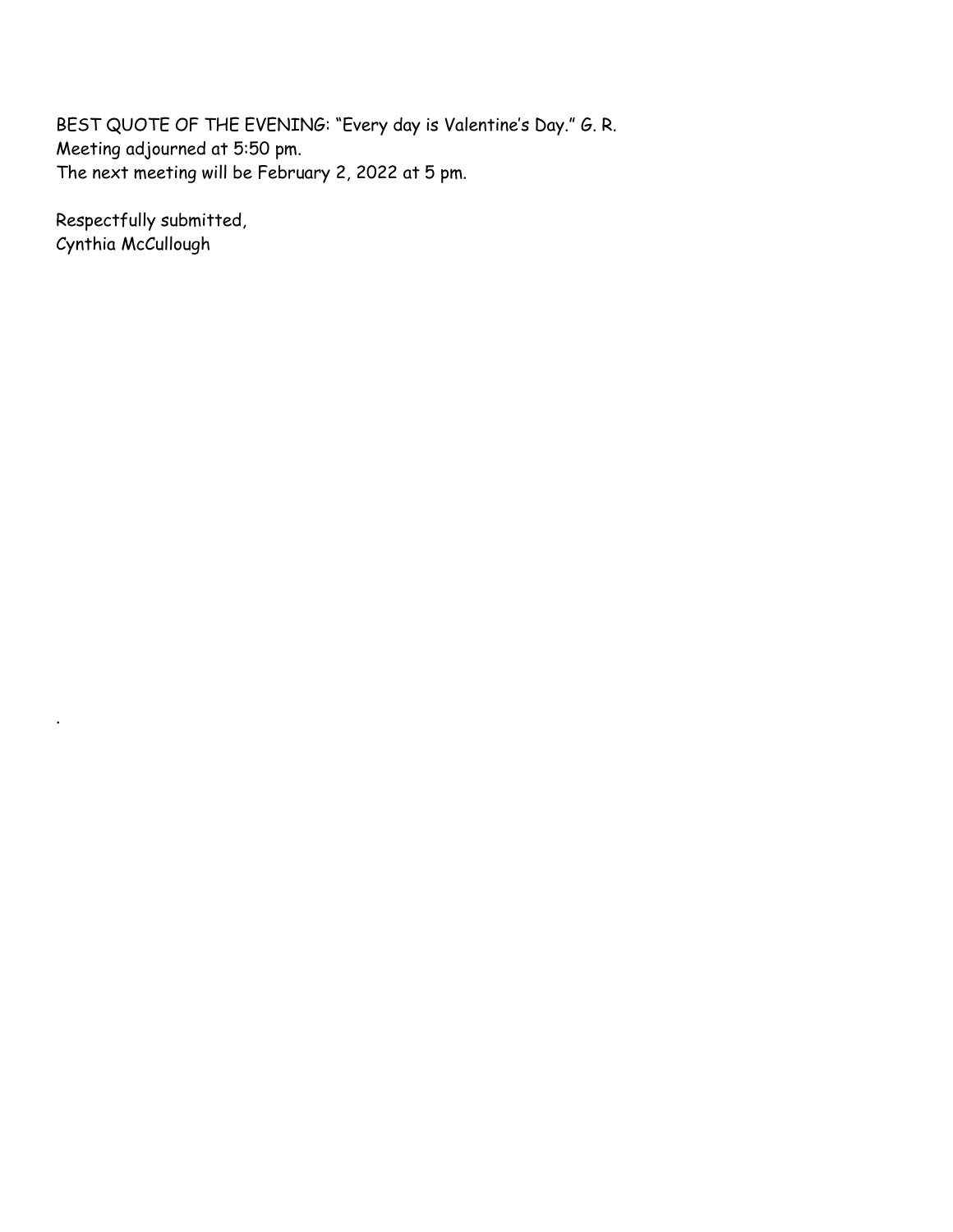BEST QUOTE OF THE EVENING: "Every day is Valentine's Day." G. R.
Meeting adjourned at 5:50 pm.
The next meeting will be February 2, 2022 at 5 pm.

Respectfully submitted,
Cynthia McCullough

.